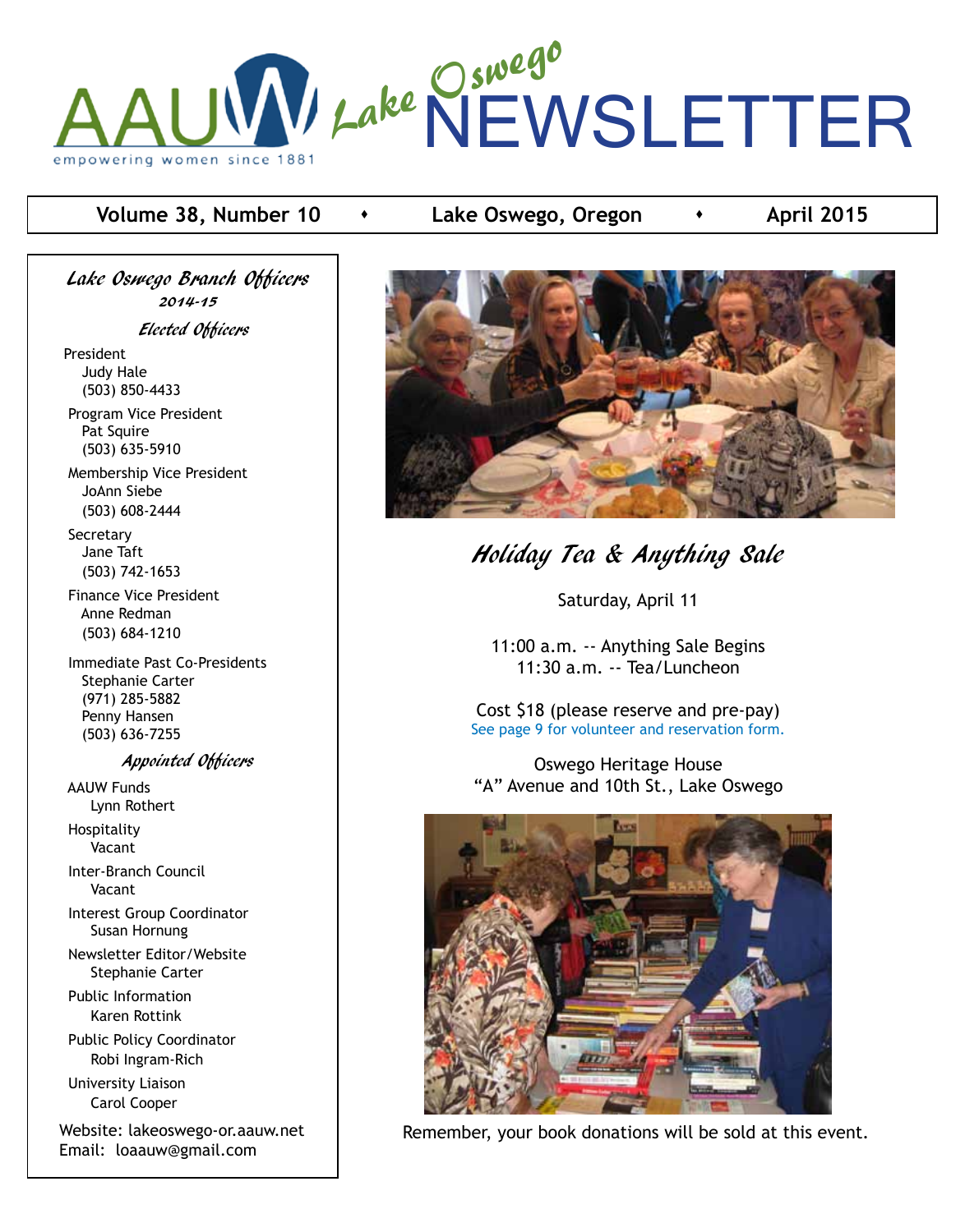# AAUW Lake Oswego NEWSLETTER

empowering women since 1881

**Volume 38, Number 10 ♦ Lake Oswego, Oregon ♦ April 2015**

## *Lake Oswego Branch Officers*

***2014-15***

### *Elected Officers*

President
Judy Hale
(503) 850-4433

Program Vice President
Pat Squire
(503) 635-5910

Membership Vice President
JoAnn Siebe
(503) 608-2444

Secretary
Jane Taft
(503) 742-1653

Finance Vice President
Anne Redman
(503) 684-1210

Immediate Past Co-Presidents
Stephanie Carter
(971) 285-5882
Penny Hansen
(503) 636-7255

### *Appointed Officers*

AAUW Funds
Lynn Rothert

Hospitality
Vacant

Inter-Branch Council
Vacant

Interest Group Coordinator
Susan Hornung

Newsletter Editor/Website
Stephanie Carter

Public Information
Karen Rottink

Public Policy Coordinator
Robi Ingram-Rich

University Liaison
Carol Cooper

Website: lakeoswego-or.aauw.net
Email: loaauw@gmail.com

## *Holiday Tea & Anything Sale*

Saturday, April 11

11:00 a.m. -- Anything Sale Begins
11:30 a.m. -- Tea/Luncheon

Cost $18 (please reserve and pre-pay)
See page 9 for volunteer and reservation form.

Oswego Heritage House
"A" Avenue and 10th St., Lake Oswego

Remember, your book donations will be sold at this event.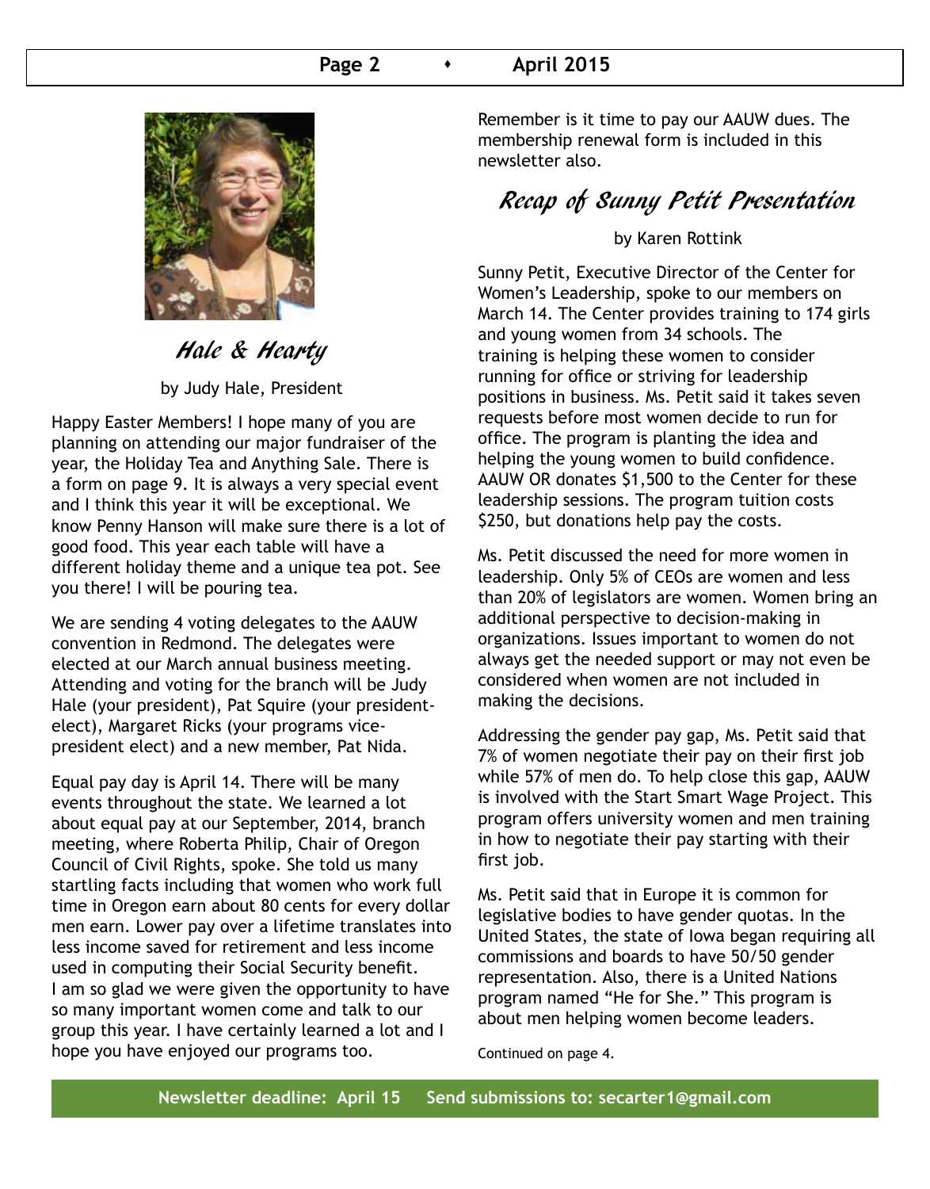## Hale & Hearty

by Judy Hale, President

Happy Easter Members! I hope many of you are planning on attending our major fundraiser of the year, the Holiday Tea and Anything Sale. There is a form on page 9. It is always a very special event and I think this year it will be exceptional. We know Penny Hanson will make sure there is a lot of good food. This year each table will have a different holiday theme and a unique tea pot. See you there! I will be pouring tea.

We are sending 4 voting delegates to the AAUW convention in Redmond. The delegates were elected at our March annual business meeting. Attending and voting for the branch will be Judy Hale (your president), Pat Squire (your president-elect), Margaret Ricks (your programs vice-president elect) and a new member, Pat Nida.

Equal pay day is April 14. There will be many events throughout the state. We learned a lot about equal pay at our September, 2014, branch meeting, where Roberta Philip, Chair of Oregon Council of Civil Rights, spoke. She told us many startling facts including that women who work full time in Oregon earn about 80 cents for every dollar men earn. Lower pay over a lifetime translates into less income saved for retirement and less income used in computing their Social Security benefit. I am so glad we were given the opportunity to have so many important women come and talk to our group this year. I have certainly learned a lot and I hope you have enjoyed our programs too.

Remember is it time to pay our AAUW dues. The membership renewal form is included in this newsletter also.

## Recap of Sunny Petit Presentation

by Karen Rottink

Sunny Petit, Executive Director of the Center for Women's Leadership, spoke to our members on March 14. The Center provides training to 174 girls and young women from 34 schools. The training is helping these women to consider running for office or striving for leadership positions in business. Ms. Petit said it takes seven requests before most women decide to run for office. The program is planting the idea and helping the young women to build confidence. AAUW OR donates $1,500 to the Center for these leadership sessions. The program tuition costs $250, but donations help pay the costs.

Ms. Petit discussed the need for more women in leadership. Only 5% of CEOs are women and less than 20% of legislators are women. Women bring an additional perspective to decision-making in organizations. Issues important to women do not always get the needed support or may not even be considered when women are not included in making the decisions.

Addressing the gender pay gap, Ms. Petit said that 7% of women negotiate their pay on their first job while 57% of men do. To help close this gap, AAUW is involved with the Start Smart Wage Project. This program offers university women and men training in how to negotiate their pay starting with their first job.

Ms. Petit said that in Europe it is common for legislative bodies to have gender quotas. In the United States, the state of Iowa began requiring all commissions and boards to have 50/50 gender representation. Also, there is a United Nations program named "He for She." This program is about men helping women become leaders.

Continued on page 4.

**Newsletter deadline: April 15 Send submissions to: secarter1@gmail.com**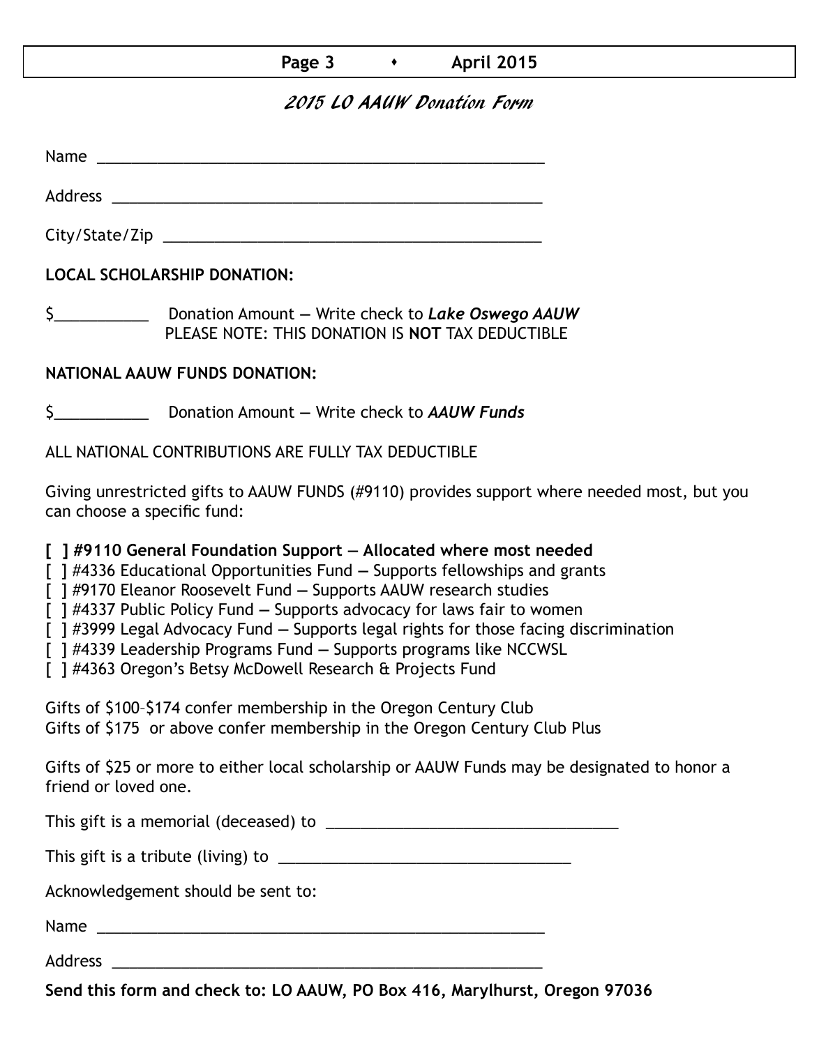## *2015 LO AAUW Donation Form*

Name ____________________________________________________

Address _________________________________________________

City/State/Zip _____________________________________________

**LOCAL SCHOLARSHIP DONATION:**

$___________ Donation Amount — Write check to ***Lake Oswego AAUW***
PLEASE NOTE: THIS DONATION IS **NOT** TAX DEDUCTIBLE

**NATIONAL AAUW FUNDS DONATION:**

$___________ Donation Amount — Write check to ***AAUW Funds***

ALL NATIONAL CONTRIBUTIONS ARE FULLY TAX DEDUCTIBLE

Giving unrestricted gifts to AAUW FUNDS (#9110) provides support where needed most, but you can choose a specific fund:

**[ ] #9110 General Foundation Support — Allocated where most needed**
[ ] #4336 Educational Opportunities Fund — Supports fellowships and grants
[ ] #9170 Eleanor Roosevelt Fund — Supports AAUW research studies
[ ] #4337 Public Policy Fund — Supports advocacy for laws fair to women
[ ] #3999 Legal Advocacy Fund — Supports legal rights for those facing discrimination
[ ] #4339 Leadership Programs Fund — Supports programs like NCCWSL
[ ] #4363 Oregon's Betsy McDowell Research & Projects Fund

Gifts of $100–$174 confer membership in the Oregon Century Club
Gifts of $175 or above confer membership in the Oregon Century Club Plus

Gifts of $25 or more to either local scholarship or AAUW Funds may be designated to honor a friend or loved one.

This gift is a memorial (deceased) to ___________________________________

This gift is a tribute (living) to ___________________________________

Acknowledgement should be sent to:

Name ____________________________________________________

Address _________________________________________________

**Send this form and check to: LO AAUW, PO Box 416, Marylhurst, Oregon 97036**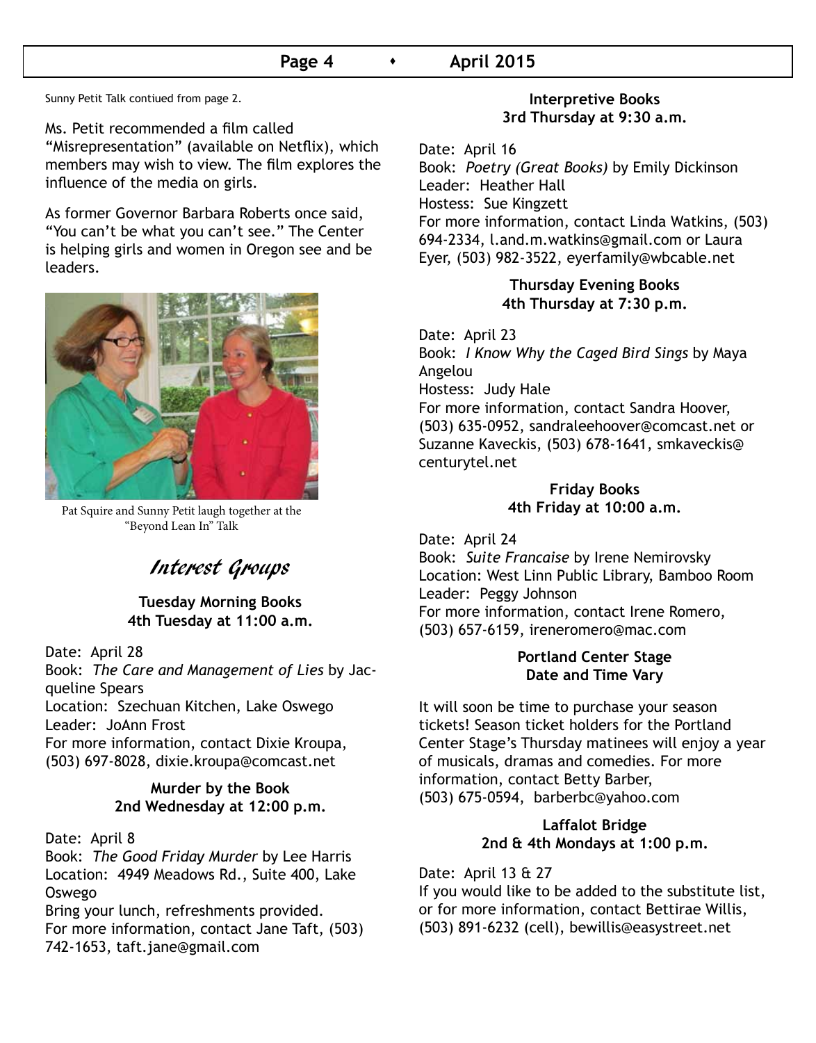Sunny Petit Talk contiued from page 2.

Ms. Petit recommended a film called "Misrepresentation" (available on Netflix), which members may wish to view. The film explores the influence of the media on girls.

As former Governor Barbara Roberts once said, "You can't be what you can't see." The Center is helping girls and women in Oregon see and be leaders.

Pat Squire and Sunny Petit laugh together at the "Beyond Lean In" Talk

## Interest Groups

### Tuesday Morning Books
**4th Tuesday at 11:00 a.m.**

Date: April 28
Book: *The Care and Management of Lies* by Jacqueline Spears
Location: Szechuan Kitchen, Lake Oswego
Leader: JoAnn Frost
For more information, contact Dixie Kroupa, (503) 697-8028, dixie.kroupa@comcast.net

### Murder by the Book
**2nd Wednesday at 12:00 p.m.**

Date: April 8
Book: *The Good Friday Murder* by Lee Harris
Location: 4949 Meadows Rd., Suite 400, Lake Oswego
Bring your lunch, refreshments provided.
For more information, contact Jane Taft, (503) 742-1653, taft.jane@gmail.com

### Interpretive Books
**3rd Thursday at 9:30 a.m.**

Date: April 16
Book: *Poetry (Great Books)* by Emily Dickinson
Leader: Heather Hall
Hostess: Sue Kingzett
For more information, contact Linda Watkins, (503) 694-2334, l.and.m.watkins@gmail.com or Laura Eyer, (503) 982-3522, eyerfamily@wbcable.net

### Thursday Evening Books
**4th Thursday at 7:30 p.m.**

Date: April 23
Book: *I Know Why the Caged Bird Sings* by Maya Angelou
Hostess: Judy Hale
For more information, contact Sandra Hoover, (503) 635-0952, sandraleehoover@comcast.net or Suzanne Kaveckis, (503) 678-1641, smkaveckis@centurytel.net

### Friday Books
**4th Friday at 10:00 a.m.**

Date: April 24
Book: *Suite Francaise* by Irene Nemirovsky
Location: West Linn Public Library, Bamboo Room
Leader: Peggy Johnson
For more information, contact Irene Romero, (503) 657-6159, ireneromero@mac.com

### Portland Center Stage
**Date and Time Vary**

It will soon be time to purchase your season tickets! Season ticket holders for the Portland Center Stage's Thursday matinees will enjoy a year of musicals, dramas and comedies. For more information, contact Betty Barber, (503) 675-0594, barberbc@yahoo.com

### Laffalot Bridge
**2nd & 4th Mondays at 1:00 p.m.**

Date: April 13 & 27
If you would like to be added to the substitute list, or for more information, contact Bettirae Willis, (503) 891-6232 (cell), bewillis@easystreet.net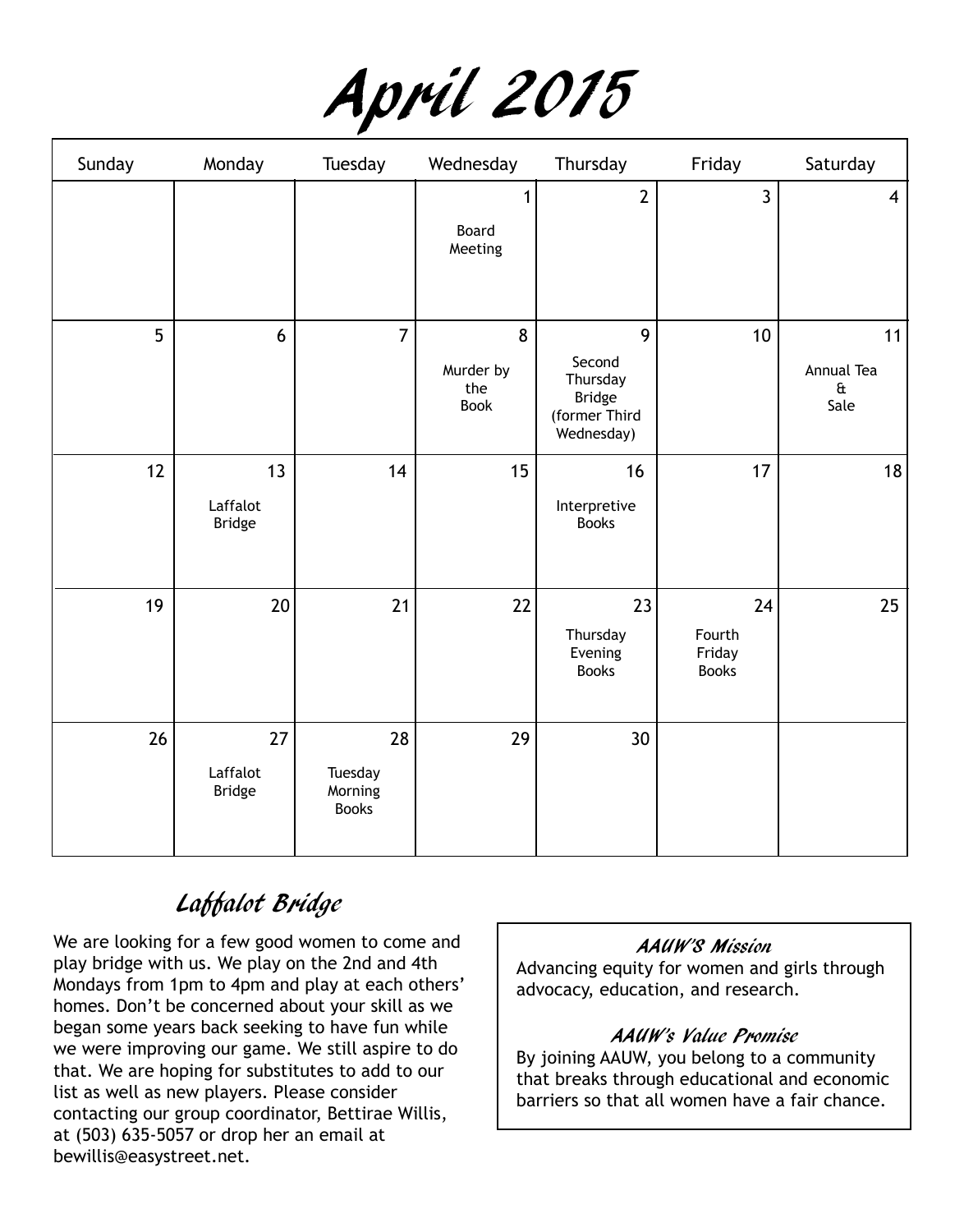# April 2015

| Sunday | Monday | Tuesday | Wednesday | Thursday | Friday | Saturday |
|---|---|---|---|---|---|---|
| | | | 1 Board Meeting | 2 | 3 | 4 |
| 5 | 6 | 7 | 8 Murder by the Book | 9 Second Thursday Bridge (former Third Wednesday) | 10 | 11 Annual Tea & Sale |
| 12 | 13 Laffalot Bridge | 14 | 15 | 16 Interpretive Books | 17 | 18 |
| 19 | 20 | 21 | 22 | 23 Thursday Evening Books | 24 Fourth Friday Books | 25 |
| 26 | 27 Laffalot Bridge | 28 Tuesday Morning Books | 29 | 30 | | |

## Laffalot Bridge

We are looking for a few good women to come and play bridge with us. We play on the 2nd and 4th Mondays from 1pm to 4pm and play at each others' homes. Don't be concerned about your skill as we began some years back seeking to have fun while we were improving our game. We still aspire to do that. We are hoping for substitutes to add to our list as well as new players. Please consider contacting our group coordinator, Bettirae Willis, at (503) 635-5057 or drop her an email at bewillis@easystreet.net.

### AAUW'S Mission

Advancing equity for women and girls through advocacy, education, and research.

### AAUW's Value Promise

By joining AAUW, you belong to a community that breaks through educational and economic barriers so that all women have a fair chance.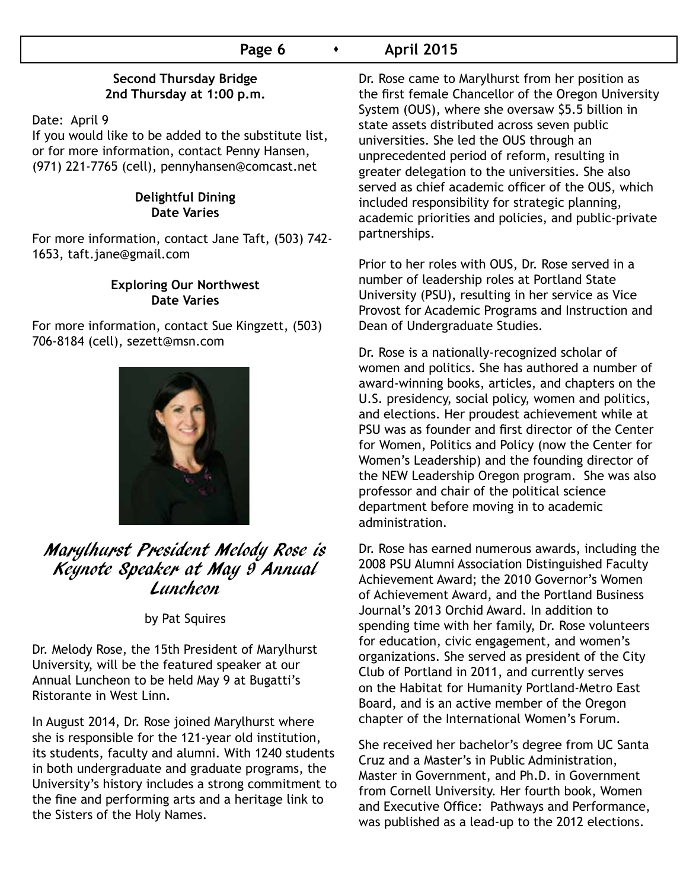**Second Thursday Bridge**
**2nd Thursday at 1:00 p.m.**

Date: April 9
If you would like to be added to the substitute list, or for more information, contact Penny Hansen, (971) 221-7765 (cell), pennyhansen@comcast.net

**Delightful Dining**
**Date Varies**

For more information, contact Jane Taft, (503) 742-1653, taft.jane@gmail.com

**Exploring Our Northwest**
**Date Varies**

For more information, contact Sue Kingzett, (503) 706-8184 (cell), sezett@msn.com

## Marylhurst President Melody Rose is Keynote Speaker at May 9 Annual Luncheon

by Pat Squires

Dr. Melody Rose, the 15th President of Marylhurst University, will be the featured speaker at our Annual Luncheon to be held May 9 at Bugatti's Ristorante in West Linn.

In August 2014, Dr. Rose joined Marylhurst where she is responsible for the 121-year old institution, its students, faculty and alumni. With 1240 students in both undergraduate and graduate programs, the University's history includes a strong commitment to the fine and performing arts and a heritage link to the Sisters of the Holy Names.

Dr. Rose came to Marylhurst from her position as the first female Chancellor of the Oregon University System (OUS), where she oversaw $5.5 billion in state assets distributed across seven public universities. She led the OUS through an unprecedented period of reform, resulting in greater delegation to the universities. She also served as chief academic officer of the OUS, which included responsibility for strategic planning, academic priorities and policies, and public-private partnerships.

Prior to her roles with OUS, Dr. Rose served in a number of leadership roles at Portland State University (PSU), resulting in her service as Vice Provost for Academic Programs and Instruction and Dean of Undergraduate Studies.

Dr. Rose is a nationally-recognized scholar of women and politics. She has authored a number of award-winning books, articles, and chapters on the U.S. presidency, social policy, women and politics, and elections. Her proudest achievement while at PSU was as founder and first director of the Center for Women, Politics and Policy (now the Center for Women's Leadership) and the founding director of the NEW Leadership Oregon program. She was also professor and chair of the political science department before moving in to academic administration.

Dr. Rose has earned numerous awards, including the 2008 PSU Alumni Association Distinguished Faculty Achievement Award; the 2010 Governor's Women of Achievement Award, and the Portland Business Journal's 2013 Orchid Award. In addition to spending time with her family, Dr. Rose volunteers for education, civic engagement, and women's organizations. She served as president of the City Club of Portland in 2011, and currently serves on the Habitat for Humanity Portland-Metro East Board, and is an active member of the Oregon chapter of the International Women's Forum.

She received her bachelor's degree from UC Santa Cruz and a Master's in Public Administration, Master in Government, and Ph.D. in Government from Cornell University. Her fourth book, Women and Executive Office: Pathways and Performance, was published as a lead-up to the 2012 elections.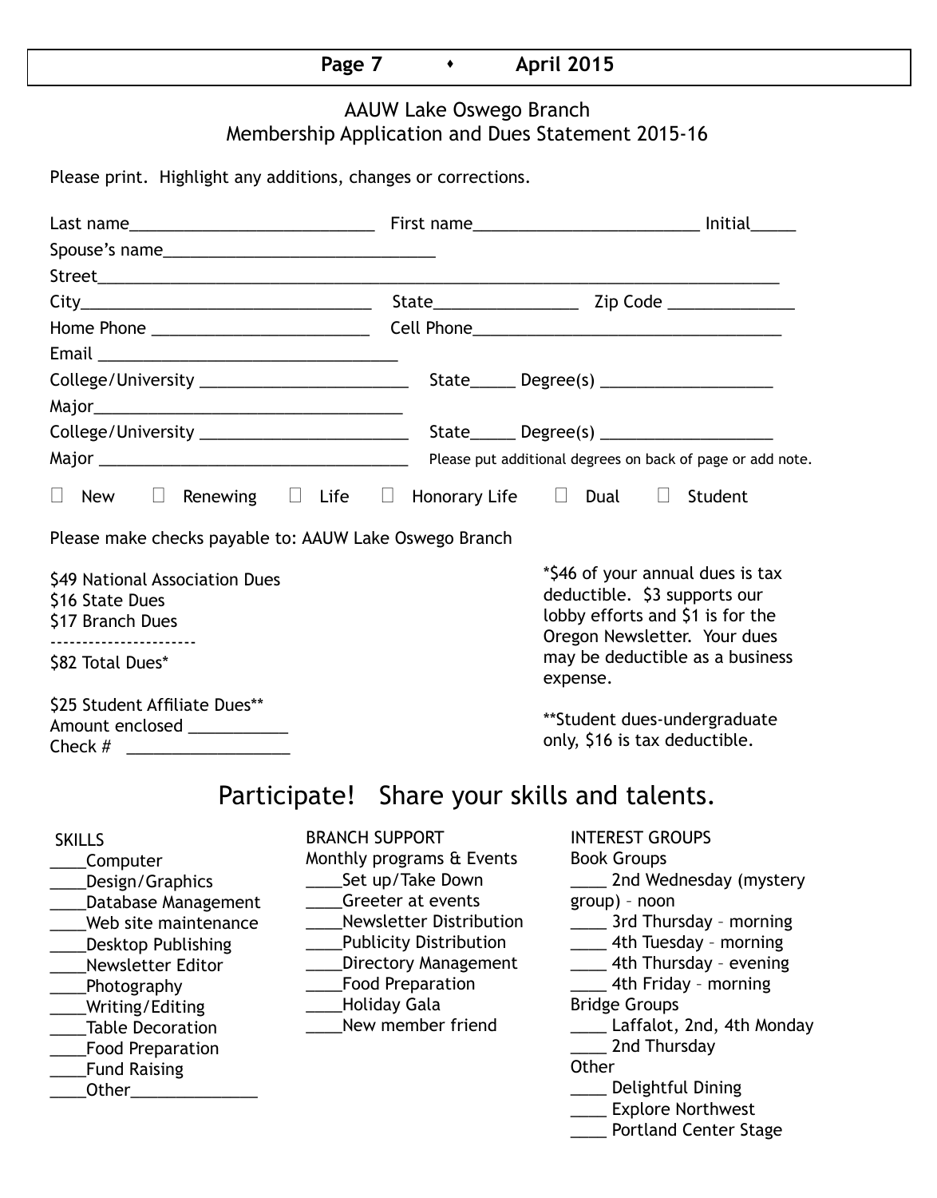## AAUW Lake Oswego Branch
## Membership Application and Dues Statement 2015-16

Please print. Highlight any additions, changes or corrections.

Last name___________________________ First name_________________________ Initial_____

Spouse's name______________________________

Street_____________________________________________________________________________

City________________________________ State________________ Zip Code ______________

Home Phone ________________________ Cell Phone___________________________________

Email _________________________________

College/University _______________________ State_____ Degree(s) ___________________

Major___________________________________

College/University _______________________ State_____ Degree(s) ___________________

Major ___________________________________ Please put additional degrees on back of page or add note.

☐ New ☐ Renewing ☐ Life ☐ Honorary Life ☐ Dual ☐ Student

Please make checks payable to: AAUW Lake Oswego Branch

$49 National Association Dues
$16 State Dues
$17 Branch Dues
----------------------
$82 Total Dues*

$25 Student Affiliate Dues**
Amount enclosed ___________
Check # __________________

*$46 of your annual dues is tax deductible. $3 supports our lobby efforts and $1 is for the Oregon Newsletter. Your dues may be deductible as a business expense.

**Student dues-undergraduate only, $16 is tax deductible.

## Participate! Share your skills and talents.

SKILLS

____Computer
____Design/Graphics
____Database Management
____Web site maintenance
____Desktop Publishing
____Newsletter Editor
____Photography
____Writing/Editing
____Table Decoration
____Food Preparation
____Fund Raising
____Other______________

BRANCH SUPPORT

Monthly programs & Events

____Set up/Take Down
____Greeter at events
____Newsletter Distribution
____Publicity Distribution
____Directory Management
____Food Preparation
____Holiday Gala
____New member friend

INTEREST GROUPS

Book Groups

____ 2nd Wednesday (mystery group) – noon
____ 3rd Thursday – morning
____ 4th Tuesday – morning
____ 4th Thursday – evening
____ 4th Friday – morning

Bridge Groups

____ Laffalot, 2nd, 4th Monday
____ 2nd Thursday

Other

____ Delightful Dining
____ Explore Northwest
____ Portland Center Stage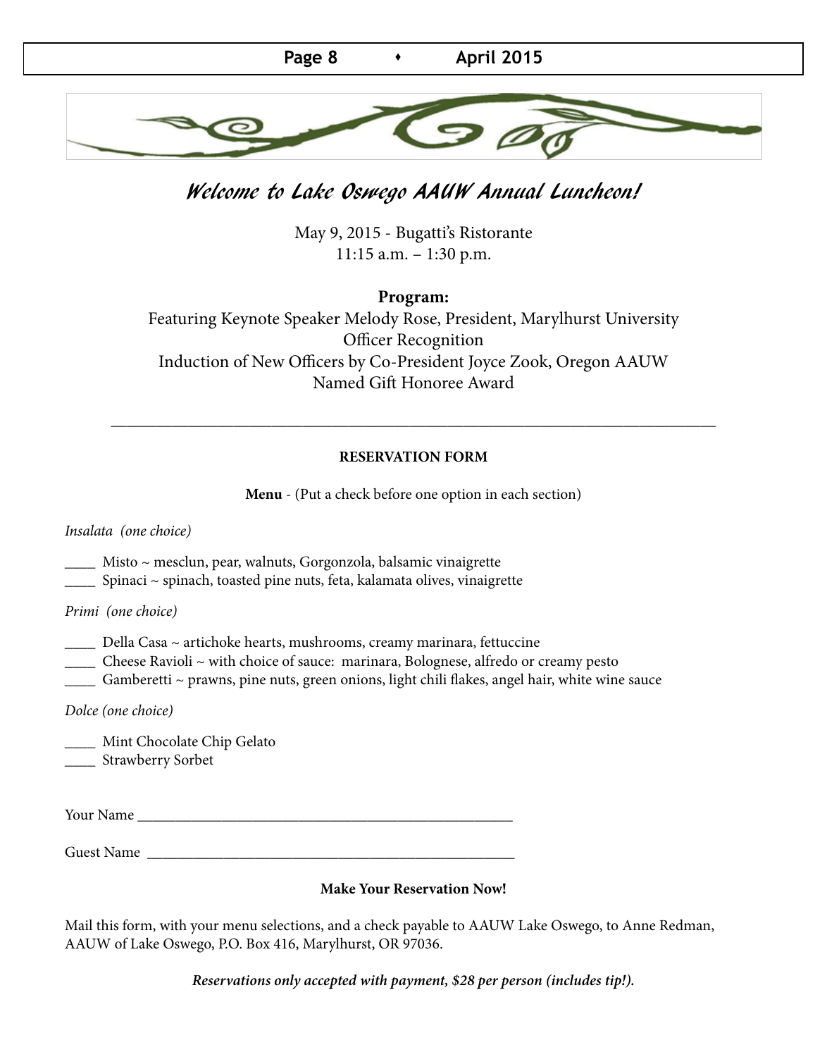# *Welcome to Lake Oswego AAUW Annual Luncheon!*

May 9, 2015 - Bugatti's Ristorante
11:15 a.m. – 1:30 p.m.

**Program:**
Featuring Keynote Speaker Melody Rose, President, Marylhurst University
Officer Recognition
Induction of New Officers by Co-President Joyce Zook, Oregon AAUW
Named Gift Honoree Award

---

**RESERVATION FORM**

**Menu** - (Put a check before one option in each section)

*Insalata (one choice)*

____ Misto ~ mesclun, pear, walnuts, Gorgonzola, balsamic vinaigrette
____ Spinaci ~ spinach, toasted pine nuts, feta, kalamata olives, vinaigrette

*Primi (one choice)*

____ Della Casa ~ artichoke hearts, mushrooms, creamy marinara, fettuccine
____ Cheese Ravioli ~ with choice of sauce: marinara, Bolognese, alfredo or creamy pesto
____ Gamberetti ~ prawns, pine nuts, green onions, light chili flakes, angel hair, white wine sauce

*Dolce (one choice)*

____ Mint Chocolate Chip Gelato
____ Strawberry Sorbet

Your Name ____________________________________________________

Guest Name ___________________________________________________

**Make Your Reservation Now!**

Mail this form, with your menu selections, and a check payable to AAUW Lake Oswego, to Anne Redman, AAUW of Lake Oswego, P.O. Box 416, Marylhurst, OR 97036.

***Reservations only accepted with payment, $28 per person (includes tip!).***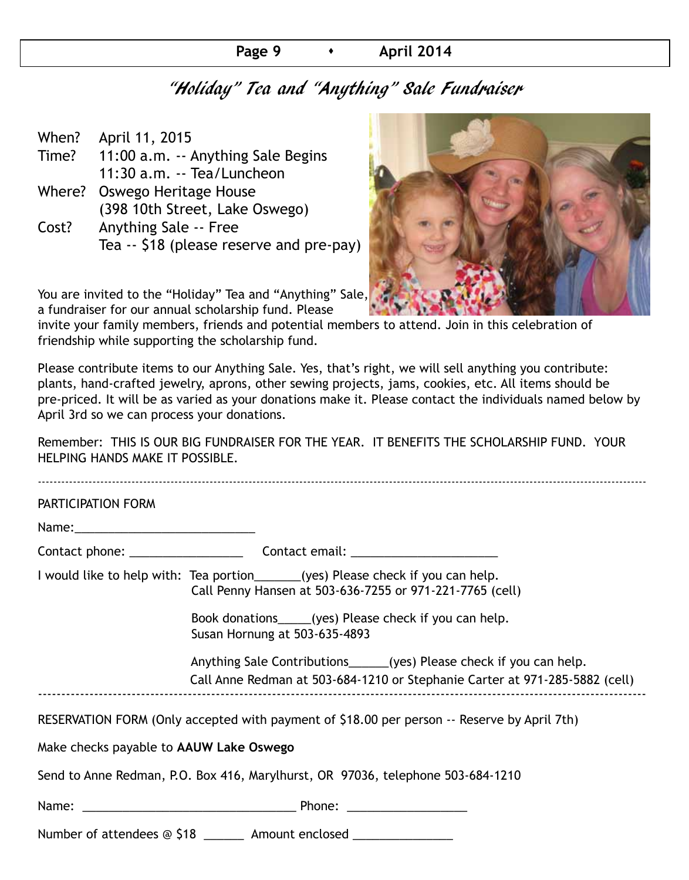# "Holiday" Tea and "Anything" Sale Fundraiser

When? April 11, 2015
Time? 11:00 a.m. -- Anything Sale Begins
11:30 a.m. -- Tea/Luncheon
Where? Oswego Heritage House
(398 10th Street, Lake Oswego)
Cost? Anything Sale -- Free
Tea -- $18 (please reserve and pre-pay)

You are invited to the "Holiday" Tea and "Anything" Sale, a fundraiser for our annual scholarship fund. Please invite your family members, friends and potential members to attend. Join in this celebration of friendship while supporting the scholarship fund.

Please contribute items to our Anything Sale. Yes, that's right, we will sell anything you contribute: plants, hand-crafted jewelry, aprons, other sewing projects, jams, cookies, etc. All items should be pre-priced. It will be as varied as your donations make it. Please contact the individuals named below by April 3rd so we can process your donations.

Remember: THIS IS OUR BIG FUNDRAISER FOR THE YEAR. IT BENEFITS THE SCHOLARSHIP FUND. YOUR HELPING HANDS MAKE IT POSSIBLE.

---

PARTICIPATION FORM

Name:___________________________

Contact phone: _________________ Contact email: ______________________

I would like to help with: Tea portion_______(yes) Please check if you can help.
Call Penny Hansen at 503-636-7255 or 971-221-7765 (cell)

Book donations_____(yes) Please check if you can help.
Susan Hornung at 503-635-4893

Anything Sale Contributions______(yes) Please check if you can help.
Call Anne Redman at 503-684-1210 or Stephanie Carter at 971-285-5882 (cell)

---

RESERVATION FORM (Only accepted with payment of $18.00 per person -- Reserve by April 7th)

Make checks payable to **AAUW Lake Oswego**

Send to Anne Redman, P.O. Box 416, Marylhurst, OR 97036, telephone 503-684-1210

Name: ________________________________ Phone: __________________

Number of attendees @ $18 ______ Amount enclosed _______________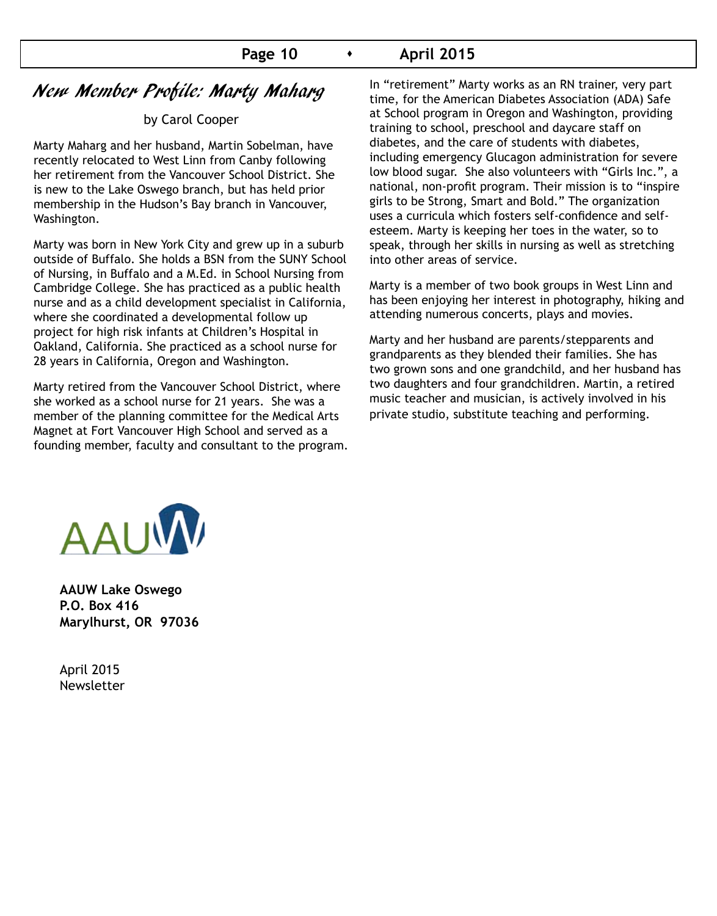## New Member Profile: Marty Maharg

by Carol Cooper

Marty Maharg and her husband, Martin Sobelman, have recently relocated to West Linn from Canby following her retirement from the Vancouver School District. She is new to the Lake Oswego branch, but has held prior membership in the Hudson's Bay branch in Vancouver, Washington.

Marty was born in New York City and grew up in a suburb outside of Buffalo. She holds a BSN from the SUNY School of Nursing, in Buffalo and a M.Ed. in School Nursing from Cambridge College. She has practiced as a public health nurse and as a child development specialist in California, where she coordinated a developmental follow up project for high risk infants at Children's Hospital in Oakland, California. She practiced as a school nurse for 28 years in California, Oregon and Washington.

Marty retired from the Vancouver School District, where she worked as a school nurse for 21 years. She was a member of the planning committee for the Medical Arts Magnet at Fort Vancouver High School and served as a founding member, faculty and consultant to the program.

In "retirement" Marty works as an RN trainer, very part time, for the American Diabetes Association (ADA) Safe at School program in Oregon and Washington, providing training to school, preschool and daycare staff on diabetes, and the care of students with diabetes, including emergency Glucagon administration for severe low blood sugar. She also volunteers with "Girls Inc.", a national, non-profit program. Their mission is to "inspire girls to be Strong, Smart and Bold." The organization uses a curricula which fosters self-confidence and self-esteem. Marty is keeping her toes in the water, so to speak, through her skills in nursing as well as stretching into other areas of service.

Marty is a member of two book groups in West Linn and has been enjoying her interest in photography, hiking and attending numerous concerts, plays and movies.

Marty and her husband are parents/stepparents and grandparents as they blended their families. She has two grown sons and one grandchild, and her husband has two daughters and four grandchildren. Martin, a retired music teacher and musician, is actively involved in his private studio, substitute teaching and performing.

AAUW

**AAUW Lake Oswego**
**P.O. Box 416**
**Marylhurst, OR 97036**

April 2015
Newsletter